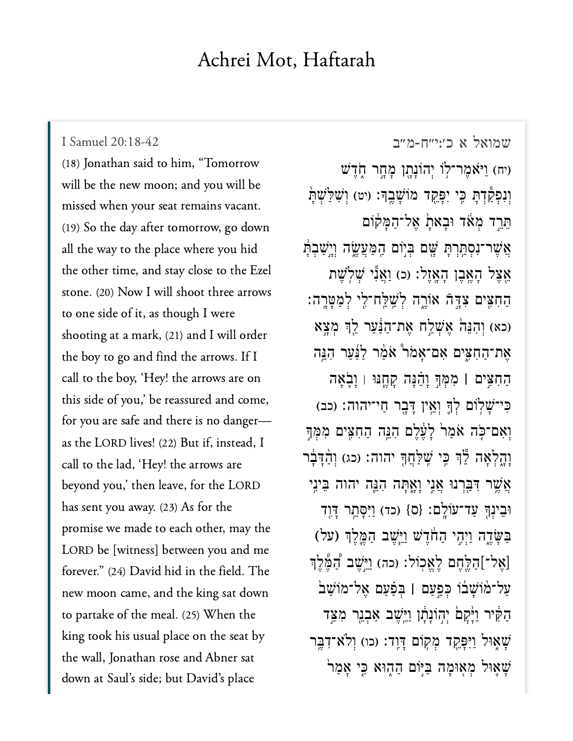# Achrei Mot, Haftarah

I Samuel 20:18-42

(18) Jonathan said to him, "Tomorrow will be the new moon; and you will be missed when your seat remains vacant. (19) So the day after tomorrow, go down all the way to the place where you hid the other time, and stay close to the Ezel stone. (20) Now I will shoot three arrows to one side of it, as though I were shooting at a mark, (21) and I will order the boy to go and find the arrows. If I call to the boy, 'Hey! the arrows are on this side of you,' be reassured and come, for you are safe and there is no danger—as the LORD lives! (22) But if, instead, I call to the lad, 'Hey! the arrows are beyond you,' then leave, for the LORD has sent you away. (23) As for the promise we made to each other, may the LORD be [witness] between you and me forever." (24) David hid in the field. The new moon came, and the king sat down to partake of the meal. (25) When the king took his usual place on the seat by the wall, Jonathan rose and Abner sat down at Saul's side; but David's place

שמואל א כ׳:י״ח-מ״ב

(יח) וַיֹּאמֶר־ל֥וֹ יְהוֹנָתָ֖ן מָחָ֣ר חֹ֑דֶשׁ וְנִפְקַ֕דְתָּ כִּ֥י יִפָּקֵ֖ד מוֹשָׁבֶֽךָ׃ (יט) וְשִׁלַּשְׁתָּ֙ תֵּרֵ֣ד מְאֹ֔ד וּבָאתָ֙ אֶל־הַמָּק֔וֹם אֲשֶׁר־נִסְתַּ֥רְתָּ שָּׁ֖ם בְּי֣וֹם הַֽמַּעֲשֶׂ֑ה וְיָ֣שַׁבְתָּ֔ אֵ֖צֶל הָאֶ֥בֶן הָאָֽזֶל׃ (כ) וַאֲנִ֕י שְׁלֹ֥שֶׁת הַחִצִּ֖ים צִדָּ֣ה אוֹרֶ֑ה לְשַֽׁלַּֽח־לִ֖י לְמַטָּרָֽה׃ (כא) וְהִנֵּה֙ אֶשְׁלַ֣ח אֶת־הַנַּ֔עַר לֵ֖ךְ מְצָ֣א אֶת־הַחִצִּ֑ים אִם־אָמֹ֣ר אֹמַ֡ר לַ֠נַּעַר הִנֵּ֨ה הַחִצִּ֤ים ׀ מִמְּךָ֙ וָהֵ֨נָּה קָחֶ֧נּוּ ׀ וָבֹ֛אָה כִּֽי־שָׁל֥וֹם לְךָ֛ וְאֵ֥ין דָּבָ֖ר חַי־יהוה׃ (כב) וְאִם־כֹּ֤ה אֹמַר֙ לָעֶ֔לֶם הִנֵּ֥ה הַחִצִּ֖ים מִמְּךָ֣ וָהָ֑לְאָה לֵ֕ךְ כִּ֥י שִֽׁלַּחֲךָ֖ יהוה׃ (כג) וְהַ֨דָּבָ֔ר אֲשֶׁ֥ר דִּבַּ֖רְנוּ אֲנִ֣י וָאָ֑תָּה הִנֵּ֧ה יהוה בֵּינִ֛י וּבֵינְךָ֖ עַד־עוֹלָֽם׃ {ס} (כד) וַיִּסָּתֵ֥ר דָּוִ֖ד בַּשָּׂדֶ֑ה וַיְהִ֣י הַחֹ֔דֶשׁ וַיֵּ֧שֶׁב הַמֶּ֛לֶךְ (על) [אֶל־]הַלֶּ֖חֶם לֶאֱכֽוֹל׃ (כה) וַיֵּ֣שֶׁב הַ֠מֶּלֶךְ עַל־מ֨וֹשָׁב֜וֹ כְּפַ֣עַם ׀ בְּפַ֗עַם אֶל־מוֹשַׁב֙ הַקִּ֔יר וַיָּ֙קָם֙ יְה֣וֹנָתָ֔ן וַיֵּ֥שֶׁב אַבְנֵ֖ר מִצַּ֣ד שָׁא֑וּל וַיִּפָּקֵ֖ד מְק֥וֹם דָּוִֽד׃ (כו) וְלֹֽא־דִבֶּ֥ר שָׁא֛וּל מְא֖וּמָה בַּיּ֣וֹם הַה֑וּא כִּ֤י אָמַר֙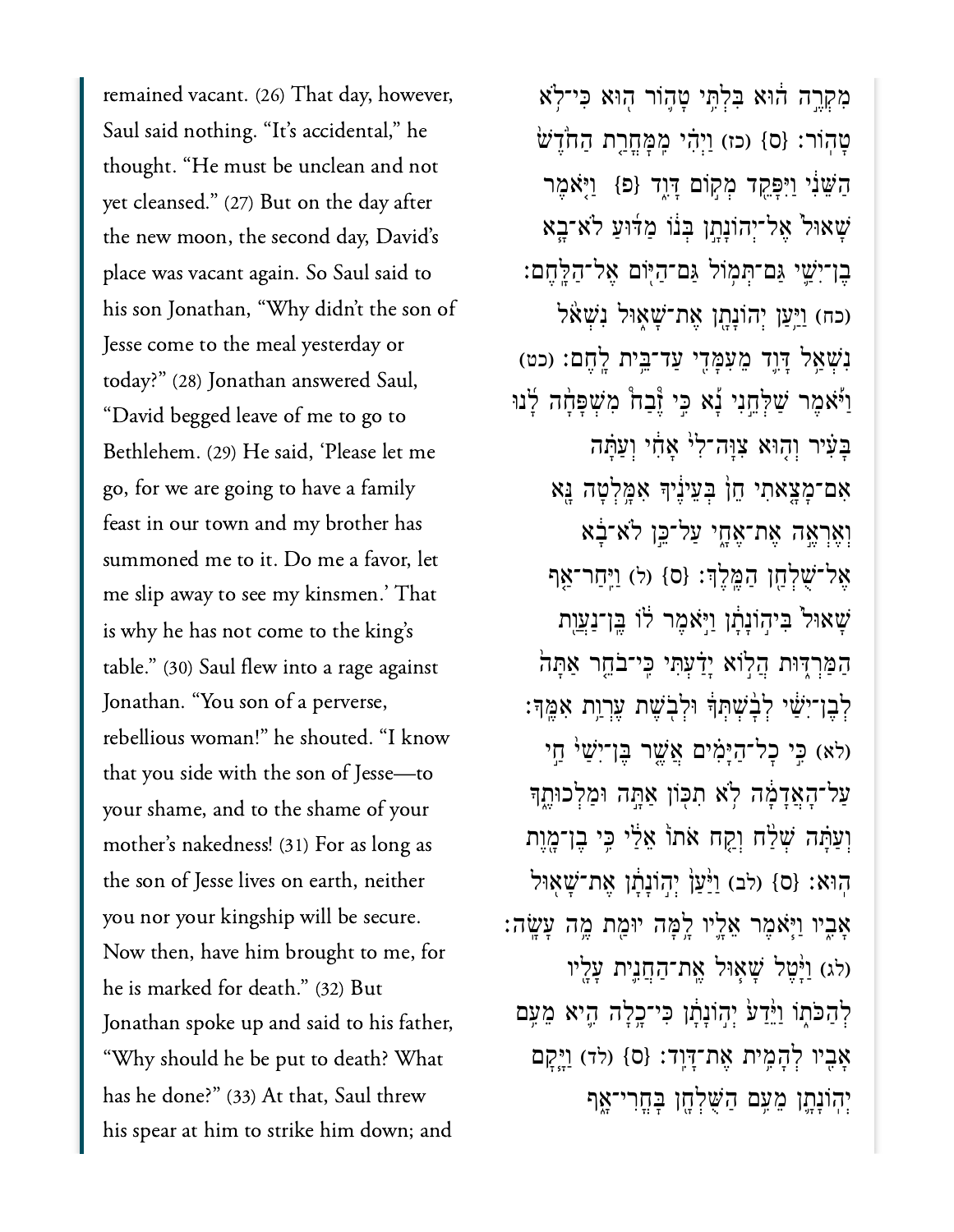remained vacant. (26) That day, however, Saul said nothing. "It's accidental," he thought. "He must be unclean and not yet cleansed." (27) But on the day after the new moon, the second day, David's place was vacant again. So Saul said to his son Jonathan, "Why didn't the son of Jesse come to the meal yesterday or today?" (28) Jonathan answered Saul, "David begged leave of me to go to Bethlehem. (29) He said, 'Please let me go, for we are going to have a family feast in our town and my brother has summoned me to it. Do me a favor, let me slip away to see my kinsmen.' That is why he has not come to the king's table." (30) Saul flew into a rage against Jonathan. "You son of a perverse, rebellious woman!" he shouted. "I know that you side with the son of Jesse—to your shame, and to the shame of your mother's nakedness! (31) For as long as the son of Jesse lives on earth, neither you nor your kingship will be secure. Now then, have him brought to me, for he is marked for death." (32) But Jonathan spoke up and said to his father, "Why should he be put to death? What has he done?" (33) At that, Saul threw his spear at him to strike him down; and

מִקְרֶ֣ה ה֔וּא בִּלְתִּ֥י טָה֖וֹר ה֥וּא כִּי־לֹ֥א טָהֽוֹר׃ {ס} (כז) וַיְהִ֗י מִֽמָּחֳרַ֤ת הַחֹ֙דֶשׁ֙ הַשֵּׁנִ֔י וַיִּפָּקֵ֖ד מְק֣וֹם דָּוִ֑ד {פ} וַיֹּ֤אמֶר שָׁאוּל֙ אֶל־יְהוֹנָתָ֣ן בְּנ֔וֹ מַדּ֜וּעַ לֹא־בָ֧א בֶן־יִשַׁ֛י גַּם־תְּמ֥וֹל גַּם־הַיּ֖וֹם אֶל־הַלָּֽחֶם׃ (כח) וַיַּ֥עַן יְהוֹנָתָ֖ן אֶת־שָׁא֑וּל נִשְׁאֹ֨ל נִשְׁאַ֥ל דָּוִ֛ד מֵעִמָּדִ֖י עַד־בֵּ֥ית לָֽחֶם׃ (כט) וַיֹּ֡אמֶר שַׁלְּחֵ֣נִי נָ֡א כִּ֣י זֶבַח֩ מִשְׁפָּחָ֨ה לָ֜נוּ בָּעִ֗יר וְה֣וּא צִוָּה־לִי֮ אָחִי֒ וְעַתָּ֗ה אִם־מָצָ֤אתִי חֵן֙ בְּעֵינֶ֔יךָ אִמָּ֥לְטָה נָּ֖א וְאֶרְאֶ֣ה אֶת־אֶחָ֑י עַל־כֵּ֣ן לֹא־בָ֔א אֶל־שֻׁלְחַ֖ן הַמֶּֽלֶךְ׃ {ס} (ל) וַיִּֽחַר־אַ֤ף שָׁאוּל֙ בִּיה֣וֹנָתָ֔ן וַיֹּ֣אמֶר ל֔וֹ בֶּֽן־נַעֲוַ֖ת הַמַּרְדּ֑וּת הֲל֣וֹא יָדַ֗עְתִּי כִּֽי־בֹחֵ֤ר אַתָּה֙ לְבֶן־יִשַׁ֔י לְבָ֨שְׁתְּךָ֔ וּלְבֹ֖שֶׁת עֶרְוַ֥ת אִמֶּֽךָ׃ (לא) כִּ֣י כָל־הַיָּמִ֗ים אֲשֶׁ֤ר בֶּן־יִשַׁי֙ חַ֣י עַל־הָאֲדָמָ֔ה לֹ֥א תִכּ֖וֹן אַתָּ֣ה וּמַלְכוּתֶ֑ךָ וְעַתָּ֗ה שְׁלַ֨ח וְקַ֤ח אֹתוֹ֙ אֵלַ֔י כִּ֥י בֶן־מָ֖וֶת הֽוּא׃ {ס} (לב) וַיַּ֙עַן֙ יְה֣וֹנָתָ֔ן אֶת־שָׁא֖וּל אָבִ֑יו וַיֹּ֧אמֶר אֵלָ֛יו לָ֥מָּה יוּמַ֖ת מֶ֥ה עָשָֽׂה׃ (לג) וַיָּ֨טֶל שָׁא֧וּל אֶֽת־הַחֲנִ֛ית עָלָ֖יו לְהַכֹּת֑וֹ וַיֵּ֙דַע֙ יְה֣וֹנָתָ֔ן כִּֽי־כָ֥לָה הִ֛יא מֵעִ֥ם אָבִ֖יו לְהָמִ֥ית אֶת־דָּוִֽד׃ {ס} (לד) וַיָּ֧קָם יְהוֹנָתָ֛ן מֵעִ֥ם הַשֻּׁלְחָ֖ן בָּֽחֳרִי־אָ֑ף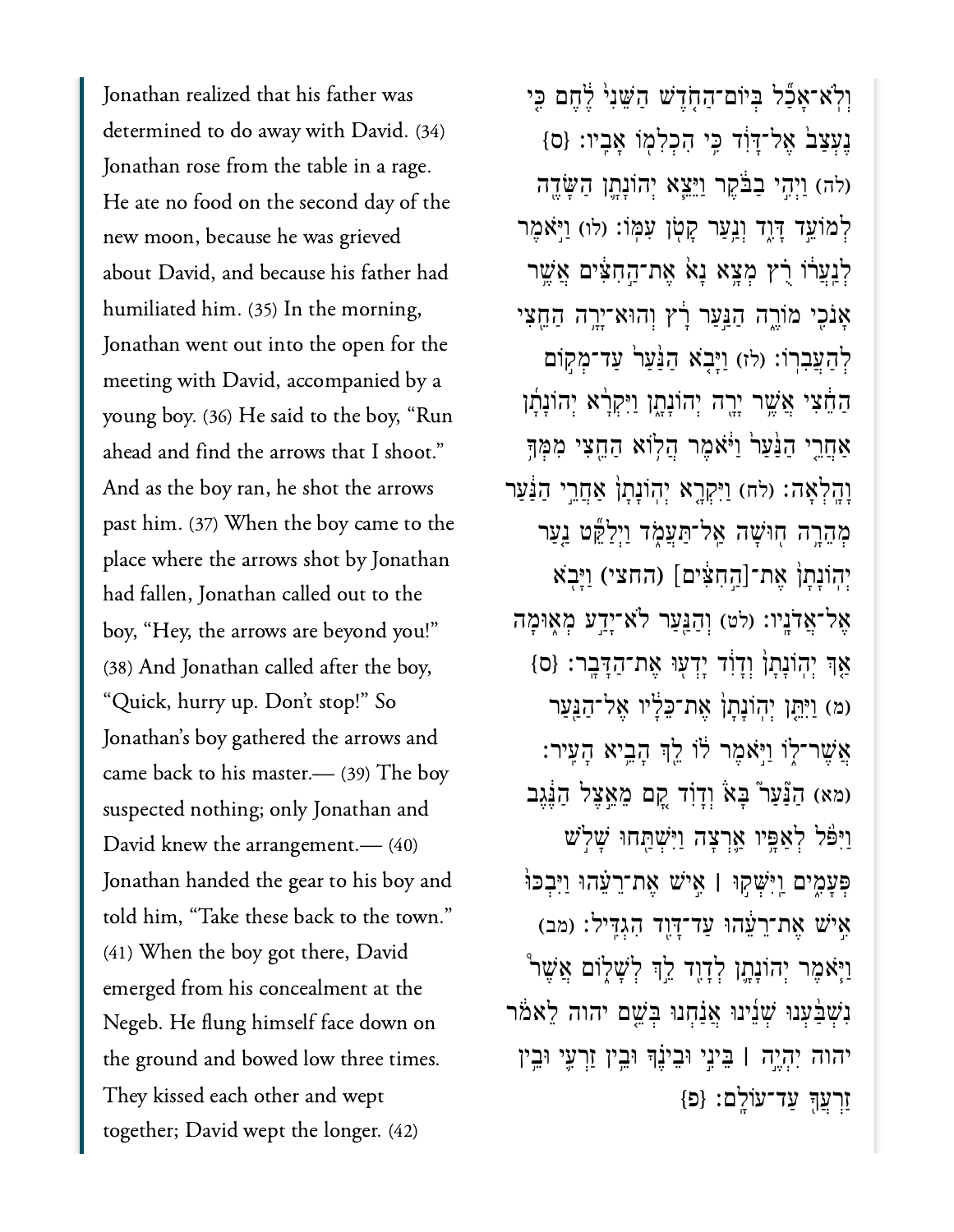Jonathan realized that his father was determined to do away with David. (34) Jonathan rose from the table in a rage. He ate no food on the second day of the new moon, because he was grieved about David, and because his father had humiliated him. (35) In the morning, Jonathan went out into the open for the meeting with David, accompanied by a young boy. (36) He said to the boy, "Run ahead and find the arrows that I shoot." And as the boy ran, he shot the arrows past him. (37) When the boy came to the place where the arrows shot by Jonathan had fallen, Jonathan called out to the boy, "Hey, the arrows are beyond you!" (38) And Jonathan called after the boy, "Quick, hurry up. Don't stop!" So Jonathan's boy gathered the arrows and came back to his master.— (39) The boy suspected nothing; only Jonathan and David knew the arrangement.— (40) Jonathan handed the gear to his boy and told him, "Take these back to the town." (41) When the boy got there, David emerged from his concealment at the Negeb. He flung himself face down on the ground and bowed low three times. They kissed each other and wept together; David wept the longer. (42)

וְלֹֽא־אָכַ֛ל בְּיוֹם־הַחֹ֥דֶשׁ הַשֵּׁנִ֖י לֶ֑חֶם כִּ֤י נֶעְצַב֙ אֶל־דָּוִ֔ד כִּ֥י הִכְלִמ֖וֹ אָבִֽיו׃ {ס} (לה) וַיְהִ֣י בַבֹּ֔קֶר וַיֵּצֵ֧א יְהוֹנָתָ֛ן הַשָּׂדֶ֖ה לְמוֹעֵ֣ד דָּוִ֑ד וְנַ֥עַר קָטֹ֖ן עִמּֽוֹ׃ (לו) וַיֹּ֣אמֶר לְנַעֲר֔וֹ רֻ֣ץ מְצָ֥א נָא֙ אֶת־הַ֣חִצִּ֔ים אֲשֶׁ֥ר אָנֹכִ֖י מוֹרֶ֑ה הַנַּ֣עַר רָ֔ץ וְהוּא־יָרָ֥ה הַחֵ֖צִי לְהַעֲבִרֽוֹ׃ (לז) וַיָּבֹ֤א הַנַּ֙עַר֙ עַד־מְק֣וֹם הַחֵ֔צִי אֲשֶׁ֥ר יָרָ֖ה יְהוֹנָתָ֑ן וַיִּקְרָ֨א יְהוֹנָתָ֜ן אַחֲרֵ֤י הַנַּ֙עַר֙ וַיֹּ֔אמֶר הֲל֥וֹא הַחֵ֖צִי מִמְּךָ֥ וָהָֽלְאָה׃ (לח) וַיִּקְרָ֤א יְהוֹנָתָן֙ אַחֲרֵ֣י הַנַּ֔עַר מְהֵרָ֥ה ח֖וּשָׁה אַֽל־תַּעֲמֹ֑ד וַיְלַקֵּ֞ט נַ֤עַר יְהוֹנָתָן֙ אֶת־[הַ֣חִצִּ֔ים] (החצי) וַיָּבֹ֖א אֶל־אֲדֹנָֽיו׃ (לט) וְהַנַּ֖עַר לֹא־יָדַ֣ע מְא֑וּמָה אַ֤ךְ יְהוֹנָתָן֙ וְדָוִ֔ד יָדְע֖וּ אֶת־הַדָּבָֽר׃ {ס} (מ) וַיִּתֵּ֤ן יְהוֹנָתָן֙ אֶת־כֵּלָ֔יו אֶל־הַנַּ֖עַר אֲשֶׁר־ל֑וֹ וַיֹּ֣אמֶר ל֔וֹ לֵ֖ךְ הָבֵ֥יא הָעִֽיר׃ (מא) הַנַּ֣עַר֮ בָּא֒ וְדָוִ֗ד קָ֚ם מֵאֵ֣צֶל הַנֶּ֔גֶב וַיִּפֹּ֨ל לְאַפָּ֥יו אַ֛רְצָה וַיִּשְׁתַּ֖חוּ שָׁלֹ֣שׁ פְּעָמִ֑ים וַֽיִּשְּׁק֣וּ ׀ אִ֣ישׁ אֶת־רֵעֵ֗הוּ וַיִּבְכּוּ֙ אִ֣ישׁ אֶת־רֵעֵ֔הוּ עַד־דָּוִ֖ד הִגְדִּֽיל׃ (מב) וַיֹּ֧אמֶר יְהוֹנָתָ֛ן לְדָוִ֖ד לֵ֣ךְ לְשָׁל֑וֹם אֲשֶׁ֣ר נִשְׁבַּ֜עְנוּ שְׁנֵ֣ינוּ אֲנַ֗חְנוּ בְּשֵׁ֤ם יהוה לֵאמֹ֔ר יהוה יִהְיֶ֣ה ׀ בֵּינִ֣י וּבֵינֶ֗ךָ וּבֵ֥ין זַרְעִ֛י וּבֵ֥ין זַרְעֲךָ֖ עַד־עוֹלָֽם׃ {פ}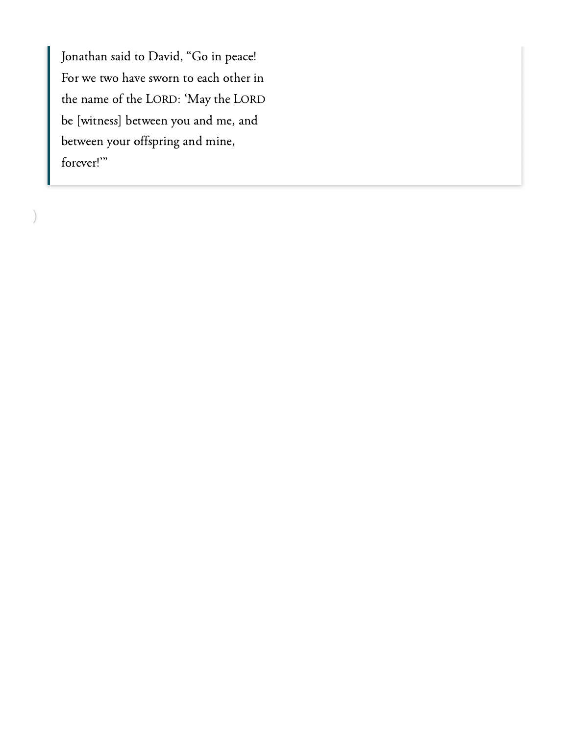> Jonathan said to David, "Go in peace! For we two have sworn to each other in the name of the LORD: 'May the LORD be [witness] between you and me, and between your offspring and mine, forever!'"